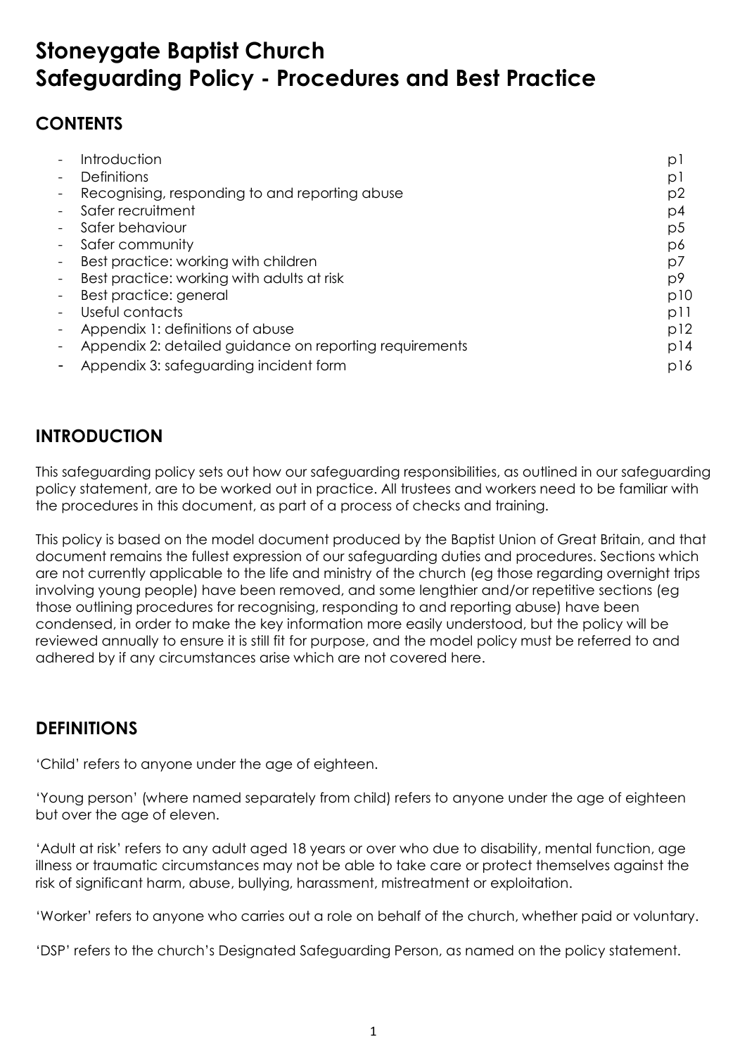# Stoneygate Baptist Church
# Safeguarding Policy - Procedures and Best Practice

## CONTENTS

| | |
|---|---|
| - Introduction | p1 |
| - Definitions | p1 |
| - Recognising, responding to and reporting abuse | p2 |
| - Safer recruitment | p4 |
| - Safer behaviour | p5 |
| - Safer community | p6 |
| - Best practice: working with children | p7 |
| - Best practice: working with adults at risk | p9 |
| - Best practice: general | p10 |
| - Useful contacts | p11 |
| - Appendix 1: definitions of abuse | p12 |
| - Appendix 2: detailed guidance on reporting requirements | p14 |
| - Appendix 3: safeguarding incident form | p16 |

## INTRODUCTION

This safeguarding policy sets out how our safeguarding responsibilities, as outlined in our safeguarding policy statement, are to be worked out in practice. All trustees and workers need to be familiar with the procedures in this document, as part of a process of checks and training.

This policy is based on the model document produced by the Baptist Union of Great Britain, and that document remains the fullest expression of our safeguarding duties and procedures. Sections which are not currently applicable to the life and ministry of the church (eg those regarding overnight trips involving young people) have been removed, and some lengthier and/or repetitive sections (eg those outlining procedures for recognising, responding to and reporting abuse) have been condensed, in order to make the key information more easily understood, but the policy will be reviewed annually to ensure it is still fit for purpose, and the model policy must be referred to and adhered by if any circumstances arise which are not covered here.

## DEFINITIONS

'Child' refers to anyone under the age of eighteen.

'Young person' (where named separately from child) refers to anyone under the age of eighteen but over the age of eleven.

'Adult at risk' refers to any adult aged 18 years or over who due to disability, mental function, age illness or traumatic circumstances may not be able to take care or protect themselves against the risk of significant harm, abuse, bullying, harassment, mistreatment or exploitation.

'Worker' refers to anyone who carries out a role on behalf of the church, whether paid or voluntary.

'DSP' refers to the church's Designated Safeguarding Person, as named on the policy statement.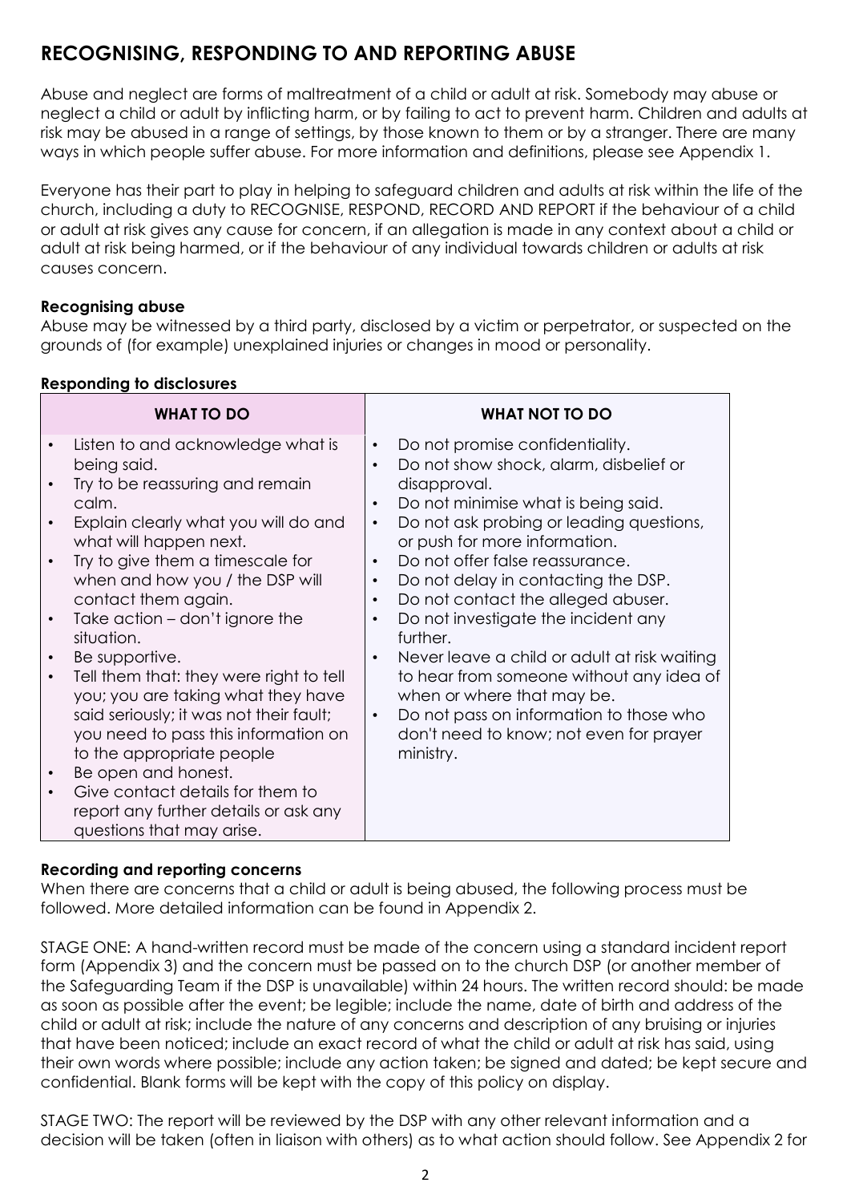## RECOGNISING, RESPONDING TO AND REPORTING ABUSE

Abuse and neglect are forms of maltreatment of a child or adult at risk. Somebody may abuse or neglect a child or adult by inflicting harm, or by failing to act to prevent harm. Children and adults at risk may be abused in a range of settings, by those known to them or by a stranger. There are many ways in which people suffer abuse. For more information and definitions, please see Appendix 1.

Everyone has their part to play in helping to safeguard children and adults at risk within the life of the church, including a duty to RECOGNISE, RESPOND, RECORD AND REPORT if the behaviour of a child or adult at risk gives any cause for concern, if an allegation is made in any context about a child or adult at risk being harmed, or if the behaviour of any individual towards children or adults at risk causes concern.

**Recognising abuse**
Abuse may be witnessed by a third party, disclosed by a victim or perpetrator, or suspected on the grounds of (for example) unexplained injuries or changes in mood or personality.

**Responding to disclosures**

| WHAT TO DO | WHAT NOT TO DO |
|---|---|
| • Listen to and acknowledge what is being said.<br>• Try to be reassuring and remain calm.<br>• Explain clearly what you will do and what will happen next.<br>• Try to give them a timescale for when and how you / the DSP will contact them again.<br>• Take action – don't ignore the situation.<br>• Be supportive.<br>• Tell them that: they were right to tell you; you are taking what they have said seriously; it was not their fault; you need to pass this information on to the appropriate people<br>• Be open and honest.<br>• Give contact details for them to report any further details or ask any questions that may arise. | • Do not promise confidentiality.<br>• Do not show shock, alarm, disbelief or disapproval.<br>• Do not minimise what is being said.<br>• Do not ask probing or leading questions, or push for more information.<br>• Do not offer false reassurance.<br>• Do not delay in contacting the DSP.<br>• Do not contact the alleged abuser.<br>• Do not investigate the incident any further.<br>• Never leave a child or adult at risk waiting to hear from someone without any idea of when or where that may be.<br>• Do not pass on information to those who don't need to know; not even for prayer ministry. |

**Recording and reporting concerns**
When there are concerns that a child or adult is being abused, the following process must be followed. More detailed information can be found in Appendix 2.

STAGE ONE: A hand-written record must be made of the concern using a standard incident report form (Appendix 3) and the concern must be passed on to the church DSP (or another member of the Safeguarding Team if the DSP is unavailable) within 24 hours. The written record should: be made as soon as possible after the event; be legible; include the name, date of birth and address of the child or adult at risk; include the nature of any concerns and description of any bruising or injuries that have been noticed; include an exact record of what the child or adult at risk has said, using their own words where possible; include any action taken; be signed and dated; be kept secure and confidential. Blank forms will be kept with the copy of this policy on display.

STAGE TWO: The report will be reviewed by the DSP with any other relevant information and a decision will be taken (often in liaison with others) as to what action should follow. See Appendix 2 for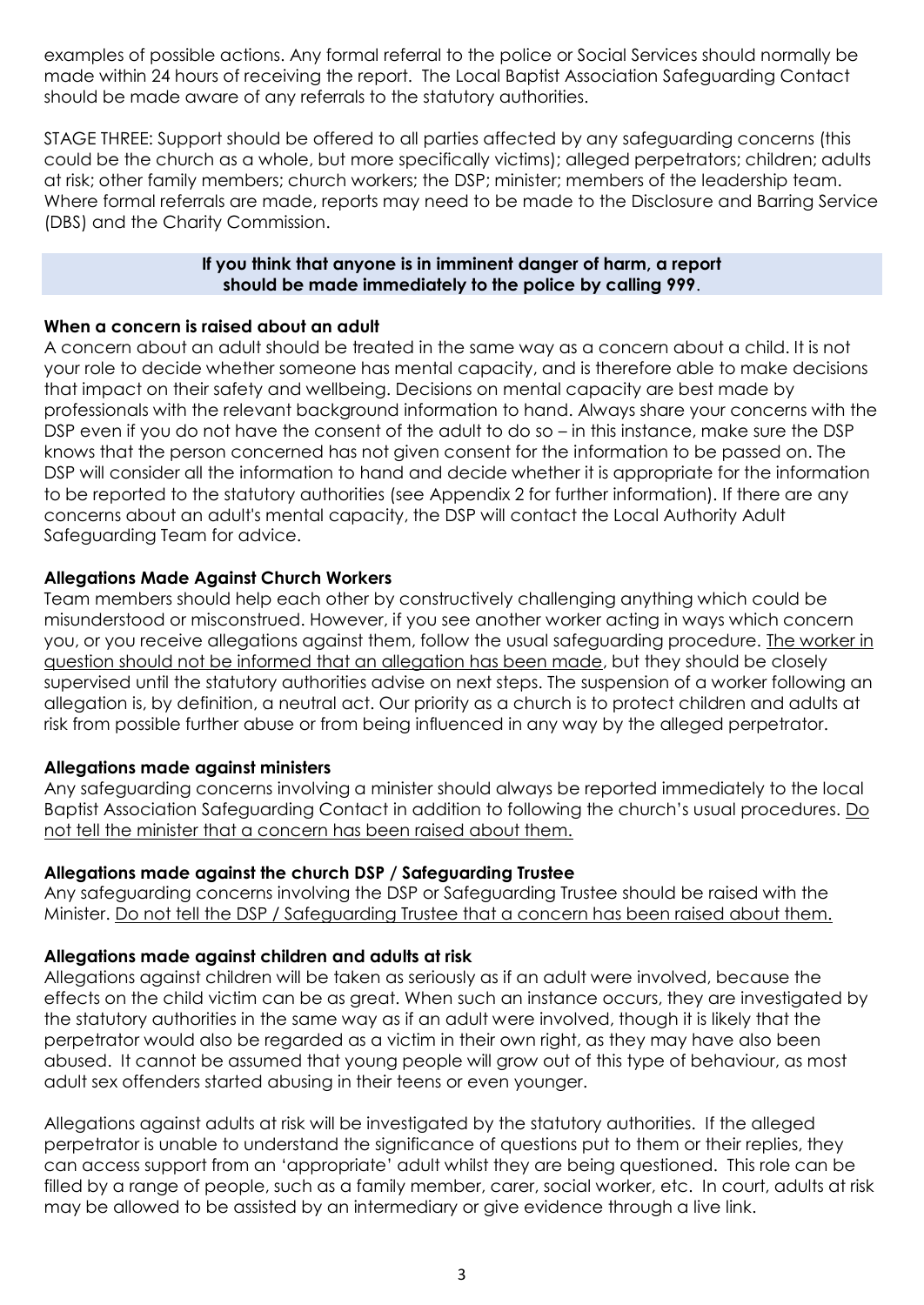examples of possible actions. Any formal referral to the police or Social Services should normally be made within 24 hours of receiving the report. The Local Baptist Association Safeguarding Contact should be made aware of any referrals to the statutory authorities.

STAGE THREE: Support should be offered to all parties affected by any safeguarding concerns (this could be the church as a whole, but more specifically victims); alleged perpetrators; children; adults at risk; other family members; church workers; the DSP; minister; members of the leadership team. Where formal referrals are made, reports may need to be made to the Disclosure and Barring Service (DBS) and the Charity Commission.

**If you think that anyone is in imminent danger of harm, a report should be made immediately to the police by calling 999**.

**When a concern is raised about an adult**

A concern about an adult should be treated in the same way as a concern about a child. It is not your role to decide whether someone has mental capacity, and is therefore able to make decisions that impact on their safety and wellbeing. Decisions on mental capacity are best made by professionals with the relevant background information to hand. Always share your concerns with the DSP even if you do not have the consent of the adult to do so – in this instance, make sure the DSP knows that the person concerned has not given consent for the information to be passed on. The DSP will consider all the information to hand and decide whether it is appropriate for the information to be reported to the statutory authorities (see Appendix 2 for further information). If there are any concerns about an adult's mental capacity, the DSP will contact the Local Authority Adult Safeguarding Team for advice.

**Allegations Made Against Church Workers**

Team members should help each other by constructively challenging anything which could be misunderstood or misconstrued. However, if you see another worker acting in ways which concern you, or you receive allegations against them, follow the usual safeguarding procedure. <u>The worker in question should not be informed that an allegation has been made</u>, but they should be closely supervised until the statutory authorities advise on next steps. The suspension of a worker following an allegation is, by definition, a neutral act. Our priority as a church is to protect children and adults at risk from possible further abuse or from being influenced in any way by the alleged perpetrator.

**Allegations made against ministers**

Any safeguarding concerns involving a minister should always be reported immediately to the local Baptist Association Safeguarding Contact in addition to following the church's usual procedures. <u>Do not tell the minister that a concern has been raised about them.</u>

**Allegations made against the church DSP / Safeguarding Trustee**

Any safeguarding concerns involving the DSP or Safeguarding Trustee should be raised with the Minister. <u>Do not tell the DSP / Safeguarding Trustee that a concern has been raised about them.</u>

**Allegations made against children and adults at risk**

Allegations against children will be taken as seriously as if an adult were involved, because the effects on the child victim can be as great. When such an instance occurs, they are investigated by the statutory authorities in the same way as if an adult were involved, though it is likely that the perpetrator would also be regarded as a victim in their own right, as they may have also been abused. It cannot be assumed that young people will grow out of this type of behaviour, as most adult sex offenders started abusing in their teens or even younger.

Allegations against adults at risk will be investigated by the statutory authorities. If the alleged perpetrator is unable to understand the significance of questions put to them or their replies, they can access support from an 'appropriate' adult whilst they are being questioned. This role can be filled by a range of people, such as a family member, carer, social worker, etc. In court, adults at risk may be allowed to be assisted by an intermediary or give evidence through a live link.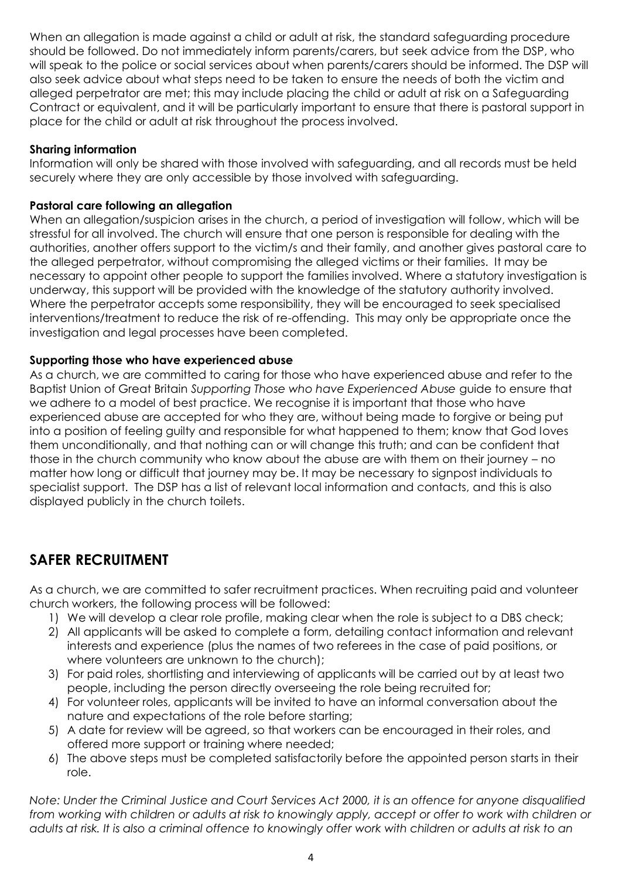When an allegation is made against a child or adult at risk, the standard safeguarding procedure should be followed. Do not immediately inform parents/carers, but seek advice from the DSP, who will speak to the police or social services about when parents/carers should be informed. The DSP will also seek advice about what steps need to be taken to ensure the needs of both the victim and alleged perpetrator are met; this may include placing the child or adult at risk on a Safeguarding Contract or equivalent, and it will be particularly important to ensure that there is pastoral support in place for the child or adult at risk throughout the process involved.

**Sharing information**
Information will only be shared with those involved with safeguarding, and all records must be held securely where they are only accessible by those involved with safeguarding.

**Pastoral care following an allegation**
When an allegation/suspicion arises in the church, a period of investigation will follow, which will be stressful for all involved. The church will ensure that one person is responsible for dealing with the authorities, another offers support to the victim/s and their family, and another gives pastoral care to the alleged perpetrator, without compromising the alleged victims or their families. It may be necessary to appoint other people to support the families involved. Where a statutory investigation is underway, this support will be provided with the knowledge of the statutory authority involved. Where the perpetrator accepts some responsibility, they will be encouraged to seek specialised interventions/treatment to reduce the risk of re-offending. This may only be appropriate once the investigation and legal processes have been completed.

**Supporting those who have experienced abuse**
As a church, we are committed to caring for those who have experienced abuse and refer to the Baptist Union of Great Britain *Supporting Those who have Experienced Abuse* guide to ensure that we adhere to a model of best practice. We recognise it is important that those who have experienced abuse are accepted for who they are, without being made to forgive or being put into a position of feeling guilty and responsible for what happened to them; know that God loves them unconditionally, and that nothing can or will change this truth; and can be confident that those in the church community who know about the abuse are with them on their journey – no matter how long or difficult that journey may be. It may be necessary to signpost individuals to specialist support. The DSP has a list of relevant local information and contacts, and this is also displayed publicly in the church toilets.

## SAFER RECRUITMENT

As a church, we are committed to safer recruitment practices. When recruiting paid and volunteer church workers, the following process will be followed:

1) We will develop a clear role profile, making clear when the role is subject to a DBS check;
2) All applicants will be asked to complete a form, detailing contact information and relevant interests and experience (plus the names of two referees in the case of paid positions, or where volunteers are unknown to the church);
3) For paid roles, shortlisting and interviewing of applicants will be carried out by at least two people, including the person directly overseeing the role being recruited for;
4) For volunteer roles, applicants will be invited to have an informal conversation about the nature and expectations of the role before starting;
5) A date for review will be agreed, so that workers can be encouraged in their roles, and offered more support or training where needed;
6) The above steps must be completed satisfactorily before the appointed person starts in their role.

*Note: Under the Criminal Justice and Court Services Act 2000, it is an offence for anyone disqualified from working with children or adults at risk to knowingly apply, accept or offer to work with children or adults at risk. It is also a criminal offence to knowingly offer work with children or adults at risk to an*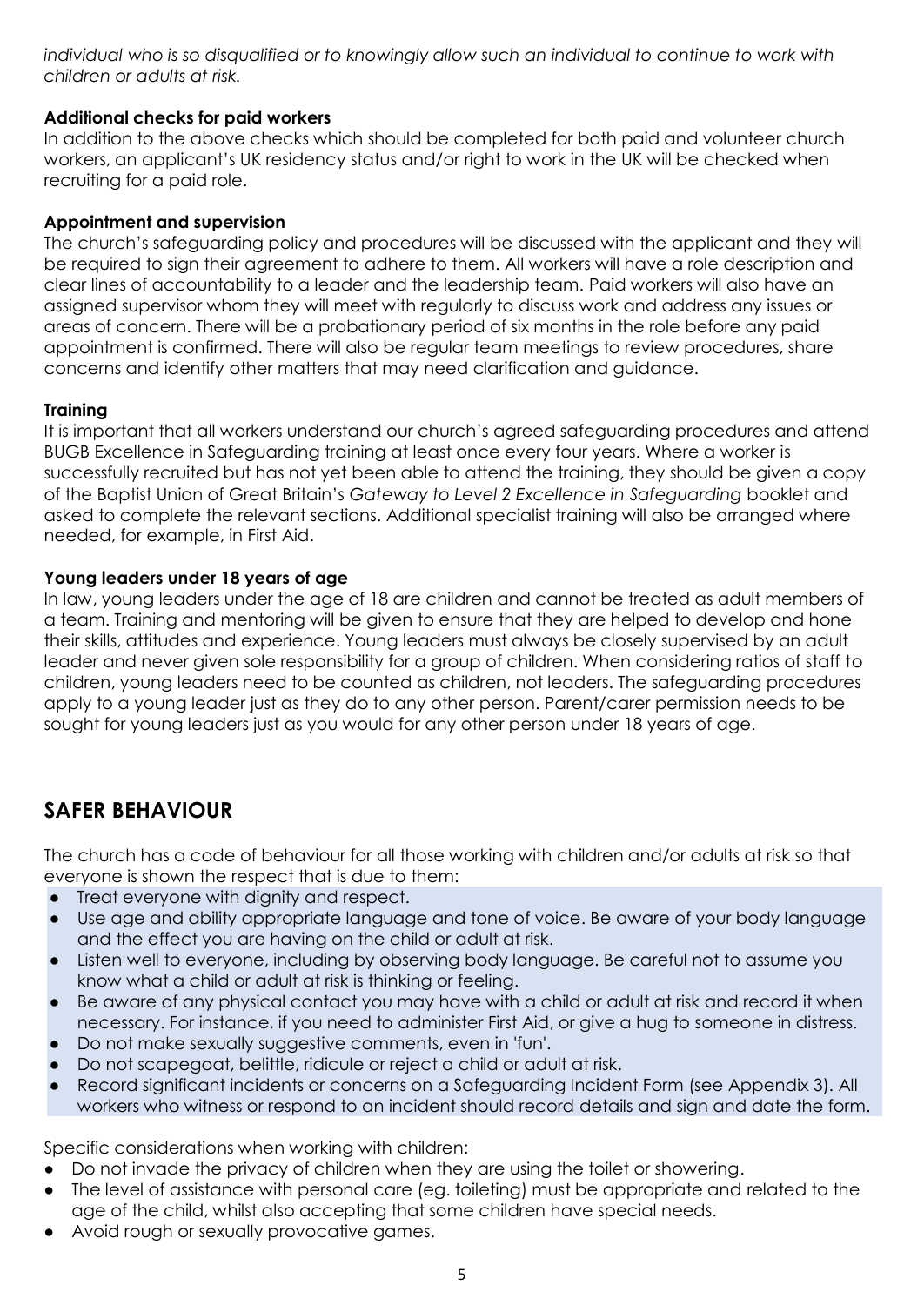*individual who is so disqualified or to knowingly allow such an individual to continue to work with children or adults at risk.*

**Additional checks for paid workers**

In addition to the above checks which should be completed for both paid and volunteer church workers, an applicant's UK residency status and/or right to work in the UK will be checked when recruiting for a paid role.

**Appointment and supervision**

The church's safeguarding policy and procedures will be discussed with the applicant and they will be required to sign their agreement to adhere to them. All workers will have a role description and clear lines of accountability to a leader and the leadership team. Paid workers will also have an assigned supervisor whom they will meet with regularly to discuss work and address any issues or areas of concern. There will be a probationary period of six months in the role before any paid appointment is confirmed. There will also be regular team meetings to review procedures, share concerns and identify other matters that may need clarification and guidance.

**Training**

It is important that all workers understand our church's agreed safeguarding procedures and attend BUGB Excellence in Safeguarding training at least once every four years. Where a worker is successfully recruited but has not yet been able to attend the training, they should be given a copy of the Baptist Union of Great Britain's *Gateway to Level 2 Excellence in Safeguarding* booklet and asked to complete the relevant sections. Additional specialist training will also be arranged where needed, for example, in First Aid.

**Young leaders under 18 years of age**

In law, young leaders under the age of 18 are children and cannot be treated as adult members of a team. Training and mentoring will be given to ensure that they are helped to develop and hone their skills, attitudes and experience. Young leaders must always be closely supervised by an adult leader and never given sole responsibility for a group of children. When considering ratios of staff to children, young leaders need to be counted as children, not leaders. The safeguarding procedures apply to a young leader just as they do to any other person. Parent/carer permission needs to be sought for young leaders just as you would for any other person under 18 years of age.

## SAFER BEHAVIOUR

The church has a code of behaviour for all those working with children and/or adults at risk so that everyone is shown the respect that is due to them:

- Treat everyone with dignity and respect.
- Use age and ability appropriate language and tone of voice. Be aware of your body language and the effect you are having on the child or adult at risk.
- Listen well to everyone, including by observing body language. Be careful not to assume you know what a child or adult at risk is thinking or feeling.
- Be aware of any physical contact you may have with a child or adult at risk and record it when necessary. For instance, if you need to administer First Aid, or give a hug to someone in distress.
- Do not make sexually suggestive comments, even in 'fun'.
- Do not scapegoat, belittle, ridicule or reject a child or adult at risk.
- Record significant incidents or concerns on a Safeguarding Incident Form (see Appendix 3). All workers who witness or respond to an incident should record details and sign and date the form.

Specific considerations when working with children:

- Do not invade the privacy of children when they are using the toilet or showering.
- The level of assistance with personal care (eg. toileting) must be appropriate and related to the age of the child, whilst also accepting that some children have special needs.
- Avoid rough or sexually provocative games.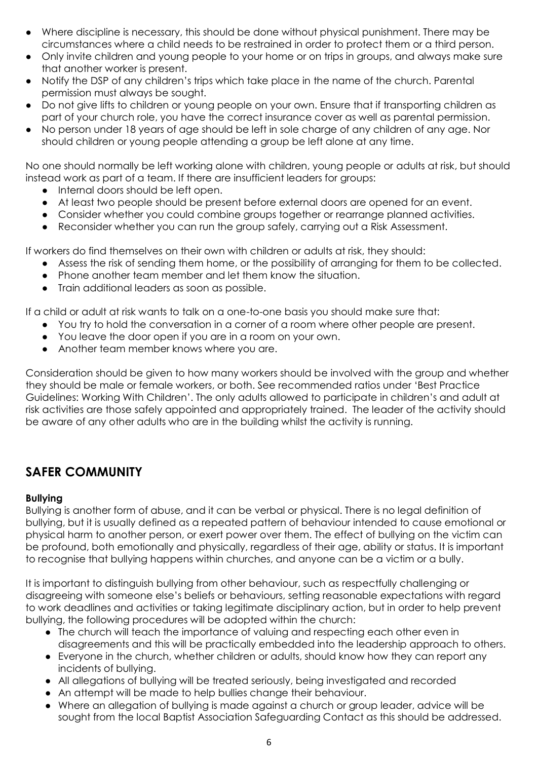- Where discipline is necessary, this should be done without physical punishment. There may be circumstances where a child needs to be restrained in order to protect them or a third person.
- Only invite children and young people to your home or on trips in groups, and always make sure that another worker is present.
- Notify the DSP of any children's trips which take place in the name of the church. Parental permission must always be sought.
- Do not give lifts to children or young people on your own. Ensure that if transporting children as part of your church role, you have the correct insurance cover as well as parental permission.
- No person under 18 years of age should be left in sole charge of any children of any age. Nor should children or young people attending a group be left alone at any time.

No one should normally be left working alone with children, young people or adults at risk, but should instead work as part of a team. If there are insufficient leaders for groups:

- Internal doors should be left open.
- At least two people should be present before external doors are opened for an event.
- Consider whether you could combine groups together or rearrange planned activities.
- Reconsider whether you can run the group safely, carrying out a Risk Assessment.

If workers do find themselves on their own with children or adults at risk, they should:

- Assess the risk of sending them home, or the possibility of arranging for them to be collected.
- Phone another team member and let them know the situation.
- Train additional leaders as soon as possible.

If a child or adult at risk wants to talk on a one-to-one basis you should make sure that:

- You try to hold the conversation in a corner of a room where other people are present.
- You leave the door open if you are in a room on your own.
- Another team member knows where you are.

Consideration should be given to how many workers should be involved with the group and whether they should be male or female workers, or both. See recommended ratios under 'Best Practice Guidelines: Working With Children'. The only adults allowed to participate in children's and adult at risk activities are those safely appointed and appropriately trained. The leader of the activity should be aware of any other adults who are in the building whilst the activity is running.

## SAFER COMMUNITY

**Bullying**

Bullying is another form of abuse, and it can be verbal or physical. There is no legal definition of bullying, but it is usually defined as a repeated pattern of behaviour intended to cause emotional or physical harm to another person, or exert power over them. The effect of bullying on the victim can be profound, both emotionally and physically, regardless of their age, ability or status. It is important to recognise that bullying happens within churches, and anyone can be a victim or a bully.

It is important to distinguish bullying from other behaviour, such as respectfully challenging or disagreeing with someone else's beliefs or behaviours, setting reasonable expectations with regard to work deadlines and activities or taking legitimate disciplinary action, but in order to help prevent bullying, the following procedures will be adopted within the church:

- The church will teach the importance of valuing and respecting each other even in disagreements and this will be practically embedded into the leadership approach to others.
- Everyone in the church, whether children or adults, should know how they can report any incidents of bullying.
- All allegations of bullying will be treated seriously, being investigated and recorded
- An attempt will be made to help bullies change their behaviour.
- Where an allegation of bullying is made against a church or group leader, advice will be sought from the local Baptist Association Safeguarding Contact as this should be addressed.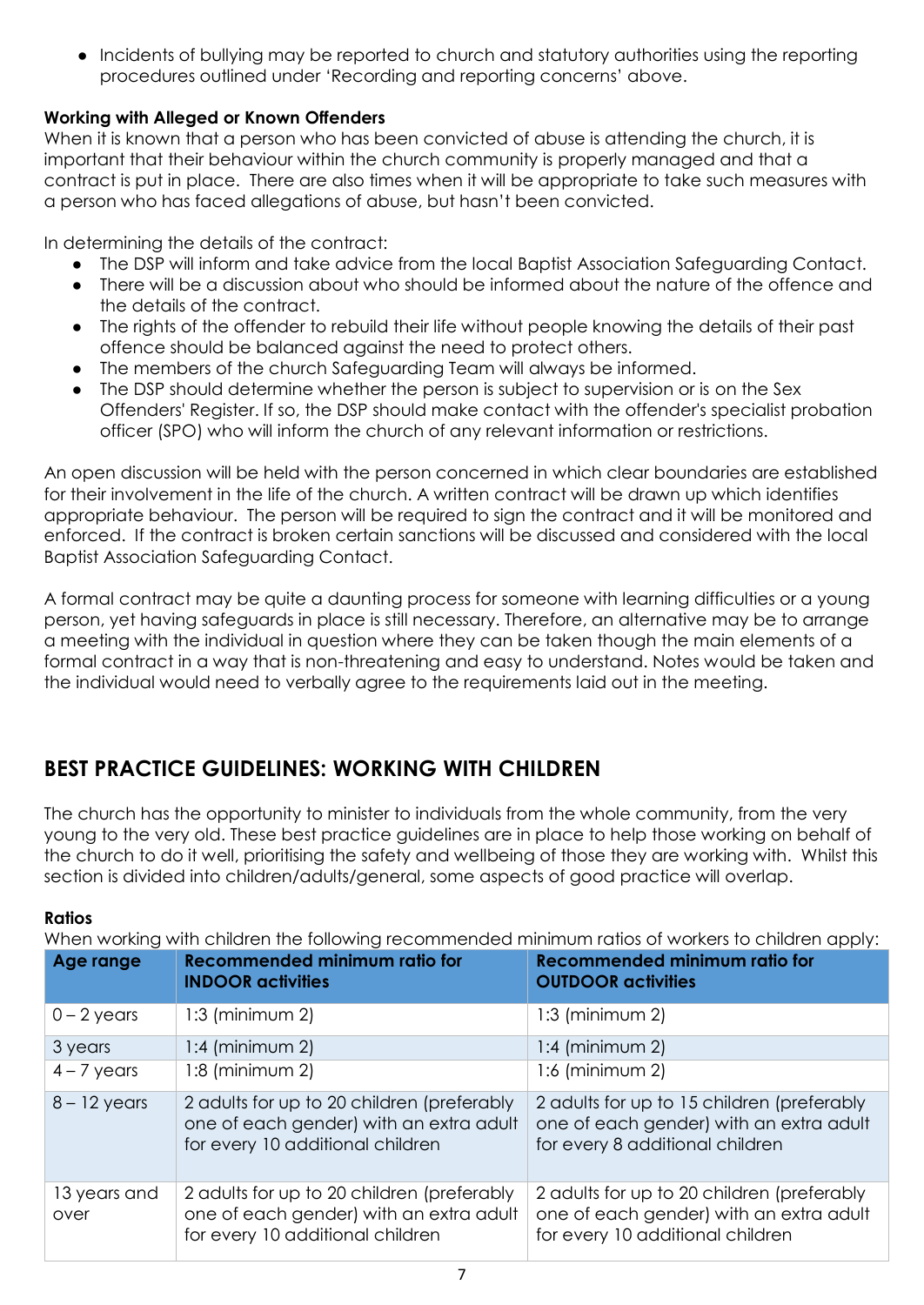- Incidents of bullying may be reported to church and statutory authorities using the reporting procedures outlined under 'Recording and reporting concerns' above.

**Working with Alleged or Known Offenders**

When it is known that a person who has been convicted of abuse is attending the church, it is important that their behaviour within the church community is properly managed and that a contract is put in place. There are also times when it will be appropriate to take such measures with a person who has faced allegations of abuse, but hasn't been convicted.

In determining the details of the contract:

- The DSP will inform and take advice from the local Baptist Association Safeguarding Contact.
- There will be a discussion about who should be informed about the nature of the offence and the details of the contract.
- The rights of the offender to rebuild their life without people knowing the details of their past offence should be balanced against the need to protect others.
- The members of the church Safeguarding Team will always be informed.
- The DSP should determine whether the person is subject to supervision or is on the Sex Offenders' Register. If so, the DSP should make contact with the offender's specialist probation officer (SPO) who will inform the church of any relevant information or restrictions.

An open discussion will be held with the person concerned in which clear boundaries are established for their involvement in the life of the church. A written contract will be drawn up which identifies appropriate behaviour. The person will be required to sign the contract and it will be monitored and enforced. If the contract is broken certain sanctions will be discussed and considered with the local Baptist Association Safeguarding Contact.

A formal contract may be quite a daunting process for someone with learning difficulties or a young person, yet having safeguards in place is still necessary. Therefore, an alternative may be to arrange a meeting with the individual in question where they can be taken though the main elements of a formal contract in a way that is non-threatening and easy to understand. Notes would be taken and the individual would need to verbally agree to the requirements laid out in the meeting.

## BEST PRACTICE GUIDELINES: WORKING WITH CHILDREN

The church has the opportunity to minister to individuals from the whole community, from the very young to the very old. These best practice guidelines are in place to help those working on behalf of the church to do it well, prioritising the safety and wellbeing of those they are working with. Whilst this section is divided into children/adults/general, some aspects of good practice will overlap.

**Ratios**

When working with children the following recommended minimum ratios of workers to children apply:

| Age range | Recommended minimum ratio for **INDOOR activities** | Recommended minimum ratio for **OUTDOOR activities** |
|---|---|---|
| 0 – 2 years | 1:3 (minimum 2) | 1:3 (minimum 2) |
| 3 years | 1:4 (minimum 2) | 1:4 (minimum 2) |
| 4 – 7 years | 1:8 (minimum 2) | 1:6 (minimum 2) |
| 8 – 12 years | 2 adults for up to 20 children (preferably one of each gender) with an extra adult for every 10 additional children | 2 adults for up to 15 children (preferably one of each gender) with an extra adult for every 8 additional children |
| 13 years and over | 2 adults for up to 20 children (preferably one of each gender) with an extra adult for every 10 additional children | 2 adults for up to 20 children (preferably one of each gender) with an extra adult for every 10 additional children |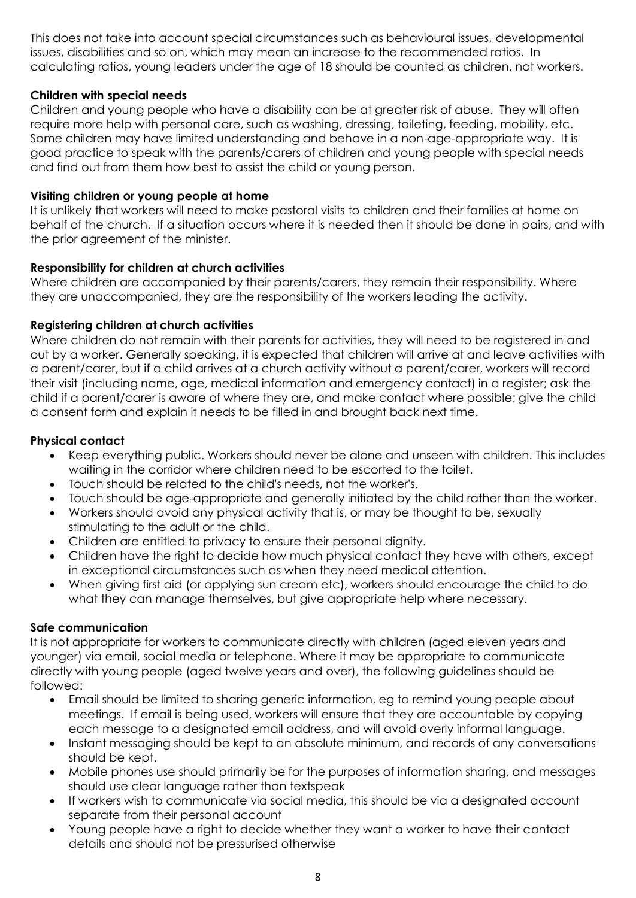This does not take into account special circumstances such as behavioural issues, developmental issues, disabilities and so on, which may mean an increase to the recommended ratios. In calculating ratios, young leaders under the age of 18 should be counted as children, not workers.

**Children with special needs**

Children and young people who have a disability can be at greater risk of abuse. They will often require more help with personal care, such as washing, dressing, toileting, feeding, mobility, etc. Some children may have limited understanding and behave in a non-age-appropriate way. It is good practice to speak with the parents/carers of children and young people with special needs and find out from them how best to assist the child or young person.

**Visiting children or young people at home**

It is unlikely that workers will need to make pastoral visits to children and their families at home on behalf of the church. If a situation occurs where it is needed then it should be done in pairs, and with the prior agreement of the minister.

**Responsibility for children at church activities**

Where children are accompanied by their parents/carers, they remain their responsibility. Where they are unaccompanied, they are the responsibility of the workers leading the activity.

**Registering children at church activities**

Where children do not remain with their parents for activities, they will need to be registered in and out by a worker. Generally speaking, it is expected that children will arrive at and leave activities with a parent/carer, but if a child arrives at a church activity without a parent/carer, workers will record their visit (including name, age, medical information and emergency contact) in a register; ask the child if a parent/carer is aware of where they are, and make contact where possible; give the child a consent form and explain it needs to be filled in and brought back next time.

**Physical contact**

- Keep everything public. Workers should never be alone and unseen with children. This includes waiting in the corridor where children need to be escorted to the toilet.
- Touch should be related to the child's needs, not the worker's.
- Touch should be age-appropriate and generally initiated by the child rather than the worker.
- Workers should avoid any physical activity that is, or may be thought to be, sexually stimulating to the adult or the child.
- Children are entitled to privacy to ensure their personal dignity.
- Children have the right to decide how much physical contact they have with others, except in exceptional circumstances such as when they need medical attention.
- When giving first aid (or applying sun cream etc), workers should encourage the child to do what they can manage themselves, but give appropriate help where necessary.

**Safe communication**

It is not appropriate for workers to communicate directly with children (aged eleven years and younger) via email, social media or telephone. Where it may be appropriate to communicate directly with young people (aged twelve years and over), the following guidelines should be followed:

- Email should be limited to sharing generic information, eg to remind young people about meetings. If email is being used, workers will ensure that they are accountable by copying each message to a designated email address, and will avoid overly informal language.
- Instant messaging should be kept to an absolute minimum, and records of any conversations should be kept.
- Mobile phones use should primarily be for the purposes of information sharing, and messages should use clear language rather than textspeak
- If workers wish to communicate via social media, this should be via a designated account separate from their personal account
- Young people have a right to decide whether they want a worker to have their contact details and should not be pressurised otherwise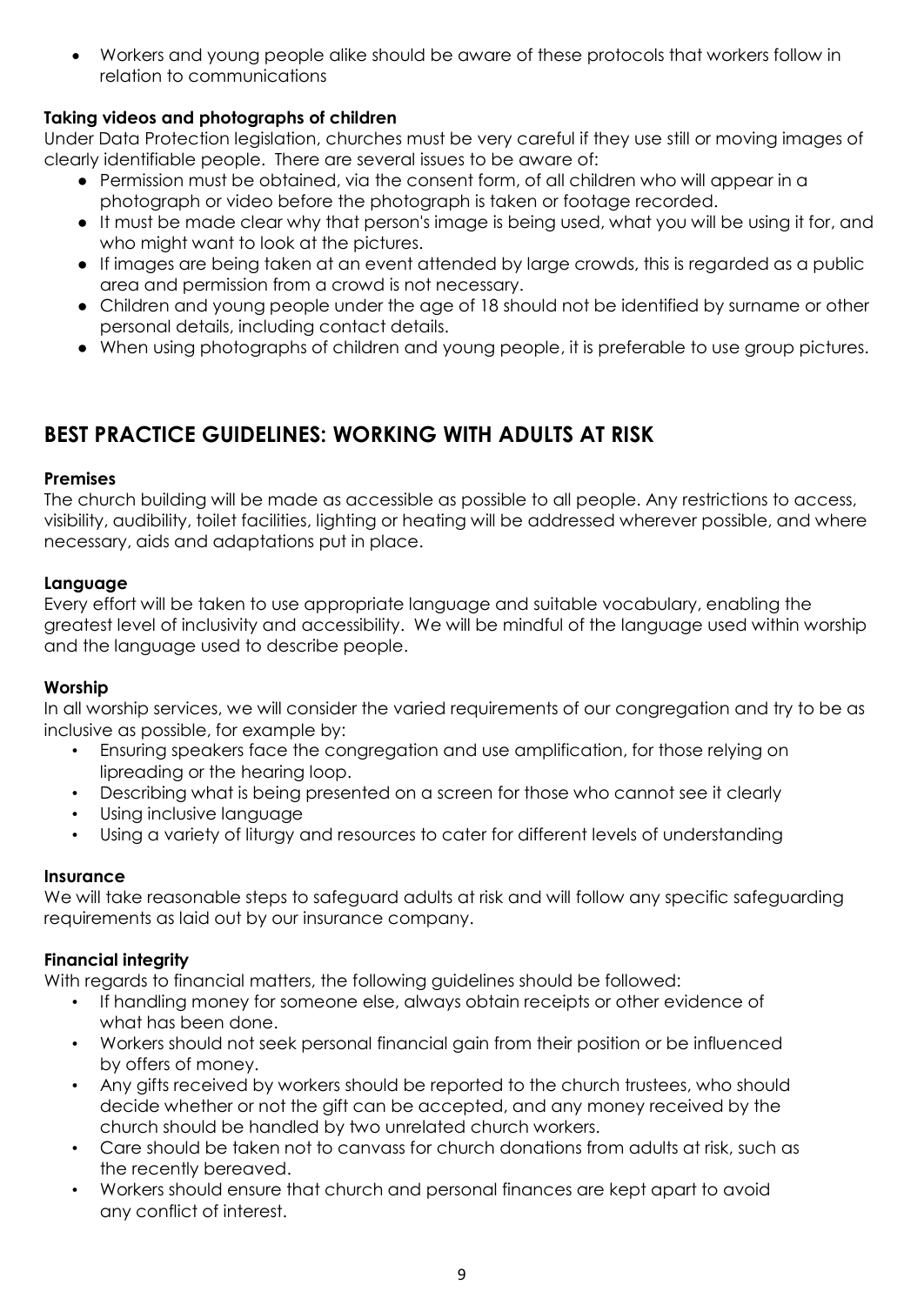- Workers and young people alike should be aware of these protocols that workers follow in relation to communications

**Taking videos and photographs of children**

Under Data Protection legislation, churches must be very careful if they use still or moving images of clearly identifiable people. There are several issues to be aware of:

- Permission must be obtained, via the consent form, of all children who will appear in a photograph or video before the photograph is taken or footage recorded.
- It must be made clear why that person's image is being used, what you will be using it for, and who might want to look at the pictures.
- If images are being taken at an event attended by large crowds, this is regarded as a public area and permission from a crowd is not necessary.
- Children and young people under the age of 18 should not be identified by surname or other personal details, including contact details.
- When using photographs of children and young people, it is preferable to use group pictures.

## BEST PRACTICE GUIDELINES: WORKING WITH ADULTS AT RISK

**Premises**

The church building will be made as accessible as possible to all people. Any restrictions to access, visibility, audibility, toilet facilities, lighting or heating will be addressed wherever possible, and where necessary, aids and adaptations put in place.

**Language**

Every effort will be taken to use appropriate language and suitable vocabulary, enabling the greatest level of inclusivity and accessibility. We will be mindful of the language used within worship and the language used to describe people.

**Worship**

In all worship services, we will consider the varied requirements of our congregation and try to be as inclusive as possible, for example by:

- Ensuring speakers face the congregation and use amplification, for those relying on lipreading or the hearing loop.
- Describing what is being presented on a screen for those who cannot see it clearly
- Using inclusive language
- Using a variety of liturgy and resources to cater for different levels of understanding

**Insurance**

We will take reasonable steps to safeguard adults at risk and will follow any specific safeguarding requirements as laid out by our insurance company.

**Financial integrity**

With regards to financial matters, the following guidelines should be followed:

- If handling money for someone else, always obtain receipts or other evidence of what has been done.
- Workers should not seek personal financial gain from their position or be influenced by offers of money.
- Any gifts received by workers should be reported to the church trustees, who should decide whether or not the gift can be accepted, and any money received by the church should be handled by two unrelated church workers.
- Care should be taken not to canvass for church donations from adults at risk, such as the recently bereaved.
- Workers should ensure that church and personal finances are kept apart to avoid any conflict of interest.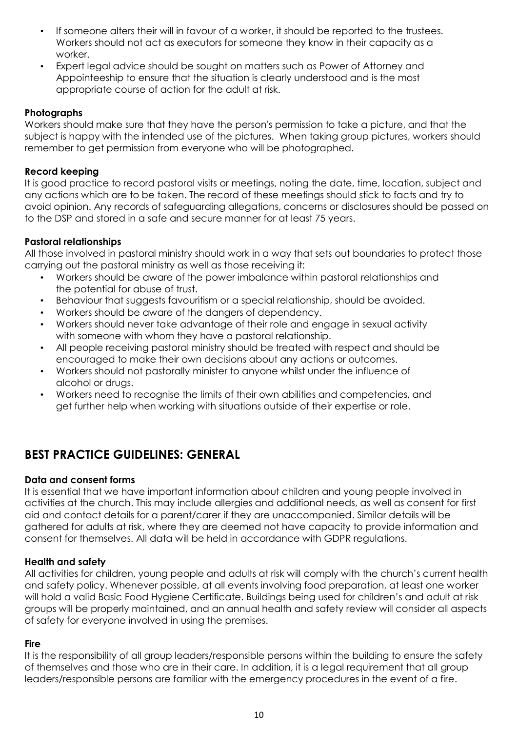- If someone alters their will in favour of a worker, it should be reported to the trustees. Workers should not act as executors for someone they know in their capacity as a worker.
- Expert legal advice should be sought on matters such as Power of Attorney and Appointeeship to ensure that the situation is clearly understood and is the most appropriate course of action for the adult at risk.

**Photographs**

Workers should make sure that they have the person's permission to take a picture, and that the subject is happy with the intended use of the pictures. When taking group pictures, workers should remember to get permission from everyone who will be photographed.

**Record keeping**

It is good practice to record pastoral visits or meetings, noting the date, time, location, subject and any actions which are to be taken. The record of these meetings should stick to facts and try to avoid opinion. Any records of safeguarding allegations, concerns or disclosures should be passed on to the DSP and stored in a safe and secure manner for at least 75 years.

**Pastoral relationships**

All those involved in pastoral ministry should work in a way that sets out boundaries to protect those carrying out the pastoral ministry as well as those receiving it:

- Workers should be aware of the power imbalance within pastoral relationships and the potential for abuse of trust.
- Behaviour that suggests favouritism or a special relationship, should be avoided.
- Workers should be aware of the dangers of dependency.
- Workers should never take advantage of their role and engage in sexual activity with someone with whom they have a pastoral relationship.
- All people receiving pastoral ministry should be treated with respect and should be encouraged to make their own decisions about any actions or outcomes.
- Workers should not pastorally minister to anyone whilst under the influence of alcohol or drugs.
- Workers need to recognise the limits of their own abilities and competencies, and get further help when working with situations outside of their expertise or role.

## BEST PRACTICE GUIDELINES: GENERAL

**Data and consent forms**

It is essential that we have important information about children and young people involved in activities at the church. This may include allergies and additional needs, as well as consent for first aid and contact details for a parent/carer if they are unaccompanied. Similar details will be gathered for adults at risk, where they are deemed not have capacity to provide information and consent for themselves. All data will be held in accordance with GDPR regulations.

**Health and safety**

All activities for children, young people and adults at risk will comply with the church's current health and safety policy. Whenever possible, at all events involving food preparation, at least one worker will hold a valid Basic Food Hygiene Certificate. Buildings being used for children's and adult at risk groups will be properly maintained, and an annual health and safety review will consider all aspects of safety for everyone involved in using the premises.

**Fire**

It is the responsibility of all group leaders/responsible persons within the building to ensure the safety of themselves and those who are in their care. In addition, it is a legal requirement that all group leaders/responsible persons are familiar with the emergency procedures in the event of a fire.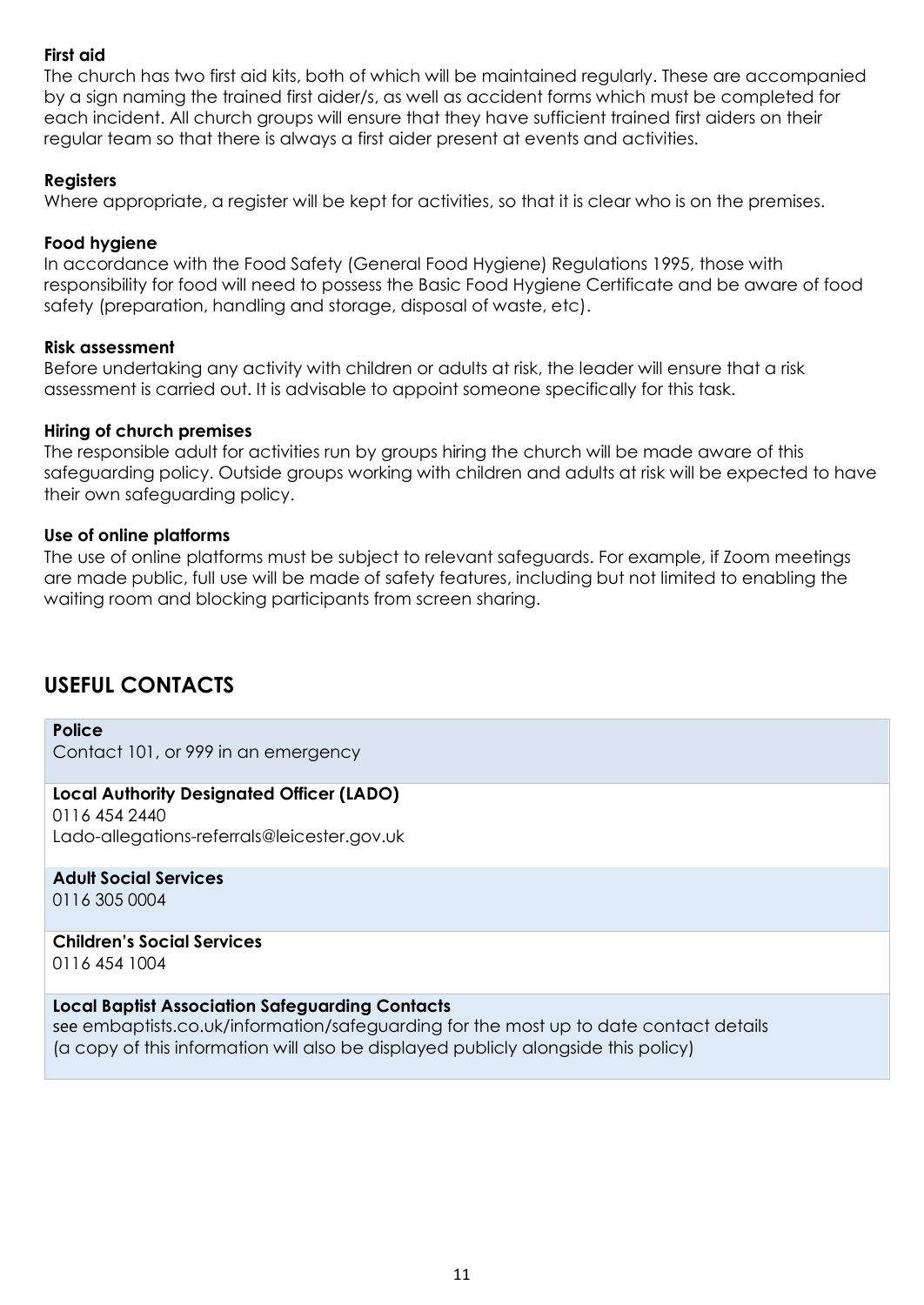**First aid**
The church has two first aid kits, both of which will be maintained regularly. These are accompanied by a sign naming the trained first aider/s, as well as accident forms which must be completed for each incident. All church groups will ensure that they have sufficient trained first aiders on their regular team so that there is always a first aider present at events and activities.

**Registers**
Where appropriate, a register will be kept for activities, so that it is clear who is on the premises.

**Food hygiene**
In accordance with the Food Safety (General Food Hygiene) Regulations 1995, those with responsibility for food will need to possess the Basic Food Hygiene Certificate and be aware of food safety (preparation, handling and storage, disposal of waste, etc).

**Risk assessment**
Before undertaking any activity with children or adults at risk, the leader will ensure that a risk assessment is carried out. It is advisable to appoint someone specifically for this task.

**Hiring of church premises**
The responsible adult for activities run by groups hiring the church will be made aware of this safeguarding policy. Outside groups working with children and adults at risk will be expected to have their own safeguarding policy.

**Use of online platforms**
The use of online platforms must be subject to relevant safeguards. For example, if Zoom meetings are made public, full use will be made of safety features, including but not limited to enabling the waiting room and blocking participants from screen sharing.

## USEFUL CONTACTS

**Police**
Contact 101, or 999 in an emergency

**Local Authority Designated Officer (LADO)**
0116 454 2440
Lado-allegations-referrals@leicester.gov.uk

**Adult Social Services**
0116 305 0004

**Children's Social Services**
0116 454 1004

**Local Baptist Association Safeguarding Contacts**
see embaptists.co.uk/information/safeguarding for the most up to date contact details
(a copy of this information will also be displayed publicly alongside this policy)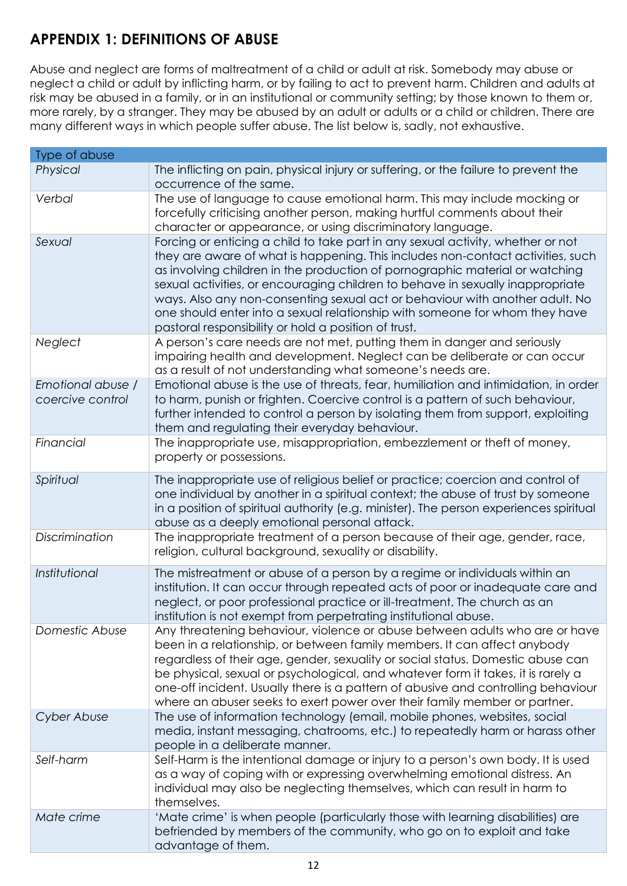## APPENDIX 1: DEFINITIONS OF ABUSE

Abuse and neglect are forms of maltreatment of a child or adult at risk. Somebody may abuse or neglect a child or adult by inflicting harm, or by failing to act to prevent harm. Children and adults at risk may be abused in a family, or in an institutional or community setting; by those known to them or, more rarely, by a stranger. They may be abused by an adult or adults or a child or children. There are many different ways in which people suffer abuse. The list below is, sadly, not exhaustive.

| Type of abuse | |
|---|---|
| *Physical* | The inflicting on pain, physical injury or suffering, or the failure to prevent the occurrence of the same. |
| *Verbal* | The use of language to cause emotional harm. This may include mocking or forcefully criticising another person, making hurtful comments about their character or appearance, or using discriminatory language. |
| *Sexual* | Forcing or enticing a child to take part in any sexual activity, whether or not they are aware of what is happening. This includes non-contact activities, such as involving children in the production of pornographic material or watching sexual activities, or encouraging children to behave in sexually inappropriate ways. Also any non-consenting sexual act or behaviour with another adult. No one should enter into a sexual relationship with someone for whom they have pastoral responsibility or hold a position of trust. |
| *Neglect* | A person's care needs are not met, putting them in danger and seriously impairing health and development. Neglect can be deliberate or can occur as a result of not understanding what someone's needs are. |
| *Emotional abuse / coercive control* | Emotional abuse is the use of threats, fear, humiliation and intimidation, in order to harm, punish or frighten. Coercive control is a pattern of such behaviour, further intended to control a person by isolating them from support, exploiting them and regulating their everyday behaviour. |
| *Financial* | The inappropriate use, misappropriation, embezzlement or theft of money, property or possessions. |
| *Spiritual* | The inappropriate use of religious belief or practice; coercion and control of one individual by another in a spiritual context; the abuse of trust by someone in a position of spiritual authority (e.g. minister). The person experiences spiritual abuse as a deeply emotional personal attack. |
| *Discrimination* | The inappropriate treatment of a person because of their age, gender, race, religion, cultural background, sexuality or disability. |
| *Institutional* | The mistreatment or abuse of a person by a regime or individuals within an institution. It can occur through repeated acts of poor or inadequate care and neglect, or poor professional practice or ill-treatment. The church as an institution is not exempt from perpetrating institutional abuse. |
| *Domestic Abuse* | Any threatening behaviour, violence or abuse between adults who are or have been in a relationship, or between family members. It can affect anybody regardless of their age, gender, sexuality or social status. Domestic abuse can be physical, sexual or psychological, and whatever form it takes, it is rarely a one-off incident. Usually there is a pattern of abusive and controlling behaviour where an abuser seeks to exert power over their family member or partner. |
| *Cyber Abuse* | The use of information technology (email, mobile phones, websites, social media, instant messaging, chatrooms, etc.) to repeatedly harm or harass other people in a deliberate manner. |
| *Self-harm* | Self-Harm is the intentional damage or injury to a person's own body. It is used as a way of coping with or expressing overwhelming emotional distress. An individual may also be neglecting themselves, which can result in harm to themselves. |
| *Mate crime* | 'Mate crime' is when people (particularly those with learning disabilities) are befriended by members of the community, who go on to exploit and take advantage of them. |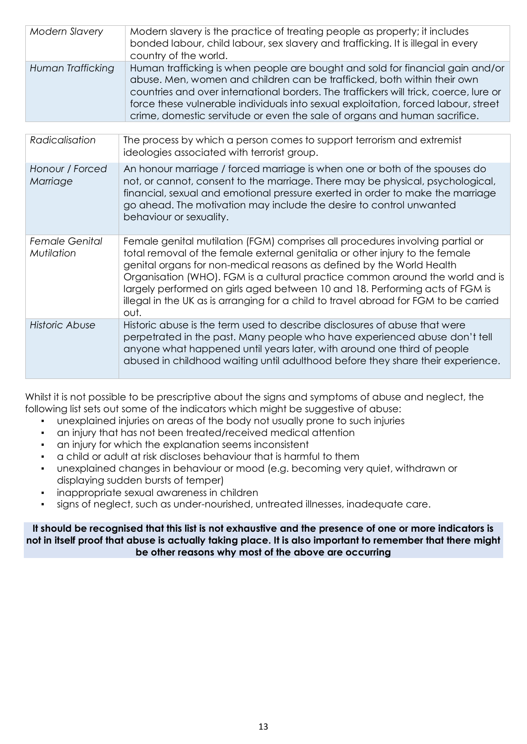| | |
|---|---|
| *Modern Slavery* | Modern slavery is the practice of treating people as property; it includes bonded labour, child labour, sex slavery and trafficking. It is illegal in every country of the world. |
| *Human Trafficking* | Human trafficking is when people are bought and sold for financial gain and/or abuse. Men, women and children can be trafficked, both within their own countries and over international borders. The traffickers will trick, coerce, lure or force these vulnerable individuals into sexual exploitation, forced labour, street crime, domestic servitude or even the sale of organs and human sacrifice. |

| | |
|---|---|
| *Radicalisation* | The process by which a person comes to support terrorism and extremist ideologies associated with terrorist group. |
| *Honour / Forced Marriage* | An honour marriage / forced marriage is when one or both of the spouses do not, or cannot, consent to the marriage. There may be physical, psychological, financial, sexual and emotional pressure exerted in order to make the marriage go ahead. The motivation may include the desire to control unwanted behaviour or sexuality. |
| *Female Genital Mutilation* | Female genital mutilation (FGM) comprises all procedures involving partial or total removal of the female external genitalia or other injury to the female genital organs for non-medical reasons as defined by the World Health Organisation (WHO). FGM is a cultural practice common around the world and is largely performed on girls aged between 10 and 18. Performing acts of FGM is illegal in the UK as is arranging for a child to travel abroad for FGM to be carried out. |
| *Historic Abuse* | Historic abuse is the term used to describe disclosures of abuse that were perpetrated in the past. Many people who have experienced abuse don't tell anyone what happened until years later, with around one third of people abused in childhood waiting until adulthood before they share their experience. |

Whilst it is not possible to be prescriptive about the signs and symptoms of abuse and neglect, the following list sets out some of the indicators which might be suggestive of abuse:

- unexplained injuries on areas of the body not usually prone to such injuries
- an injury that has not been treated/received medical attention
- an injury for which the explanation seems inconsistent
- a child or adult at risk discloses behaviour that is harmful to them
- unexplained changes in behaviour or mood (e.g. becoming very quiet, withdrawn or displaying sudden bursts of temper)
- inappropriate sexual awareness in children
- signs of neglect, such as under-nourished, untreated illnesses, inadequate care.

**It should be recognised that this list is not exhaustive and the presence of one or more indicators is not in itself proof that abuse is actually taking place. It is also important to remember that there might be other reasons why most of the above are occurring**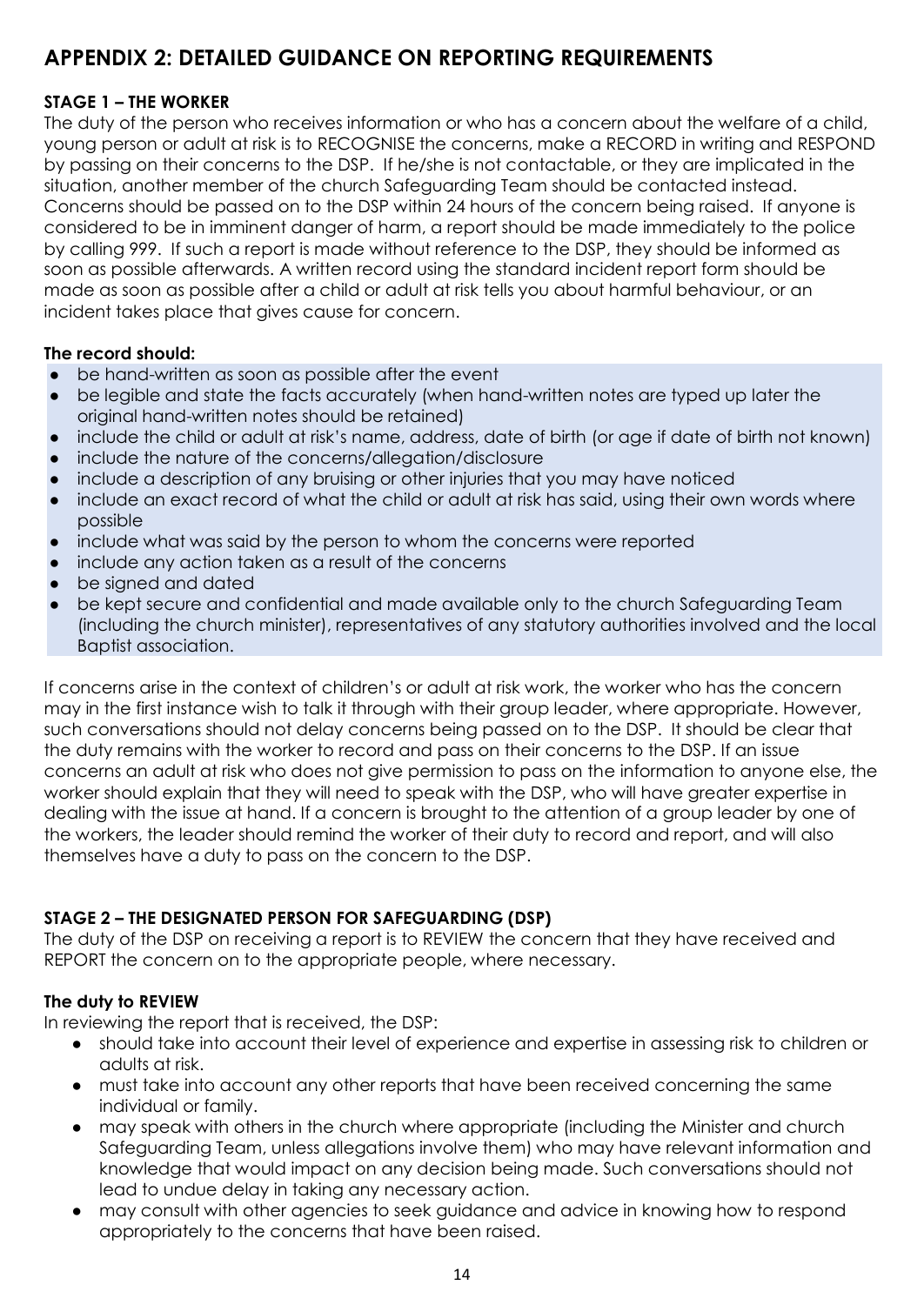## APPENDIX 2: DETAILED GUIDANCE ON REPORTING REQUIREMENTS

### STAGE 1 – THE WORKER

The duty of the person who receives information or who has a concern about the welfare of a child, young person or adult at risk is to RECOGNISE the concerns, make a RECORD in writing and RESPOND by passing on their concerns to the DSP. If he/she is not contactable, or they are implicated in the situation, another member of the church Safeguarding Team should be contacted instead. Concerns should be passed on to the DSP within 24 hours of the concern being raised. If anyone is considered to be in imminent danger of harm, a report should be made immediately to the police by calling 999. If such a report is made without reference to the DSP, they should be informed as soon as possible afterwards. A written record using the standard incident report form should be made as soon as possible after a child or adult at risk tells you about harmful behaviour, or an incident takes place that gives cause for concern.

**The record should:**

- be hand-written as soon as possible after the event
- be legible and state the facts accurately (when hand-written notes are typed up later the original hand-written notes should be retained)
- include the child or adult at risk's name, address, date of birth (or age if date of birth not known)
- include the nature of the concerns/allegation/disclosure
- include a description of any bruising or other injuries that you may have noticed
- include an exact record of what the child or adult at risk has said, using their own words where possible
- include what was said by the person to whom the concerns were reported
- include any action taken as a result of the concerns
- be signed and dated
- be kept secure and confidential and made available only to the church Safeguarding Team (including the church minister), representatives of any statutory authorities involved and the local Baptist association.

If concerns arise in the context of children's or adult at risk work, the worker who has the concern may in the first instance wish to talk it through with their group leader, where appropriate. However, such conversations should not delay concerns being passed on to the DSP. It should be clear that the duty remains with the worker to record and pass on their concerns to the DSP. If an issue concerns an adult at risk who does not give permission to pass on the information to anyone else, the worker should explain that they will need to speak with the DSP, who will have greater expertise in dealing with the issue at hand. If a concern is brought to the attention of a group leader by one of the workers, the leader should remind the worker of their duty to record and report, and will also themselves have a duty to pass on the concern to the DSP.

### STAGE 2 – THE DESIGNATED PERSON FOR SAFEGUARDING (DSP)

The duty of the DSP on receiving a report is to REVIEW the concern that they have received and REPORT the concern on to the appropriate people, where necessary.

**The duty to REVIEW**

In reviewing the report that is received, the DSP:

- should take into account their level of experience and expertise in assessing risk to children or adults at risk.
- must take into account any other reports that have been received concerning the same individual or family.
- may speak with others in the church where appropriate (including the Minister and church Safeguarding Team, unless allegations involve them) who may have relevant information and knowledge that would impact on any decision being made. Such conversations should not lead to undue delay in taking any necessary action.
- may consult with other agencies to seek guidance and advice in knowing how to respond appropriately to the concerns that have been raised.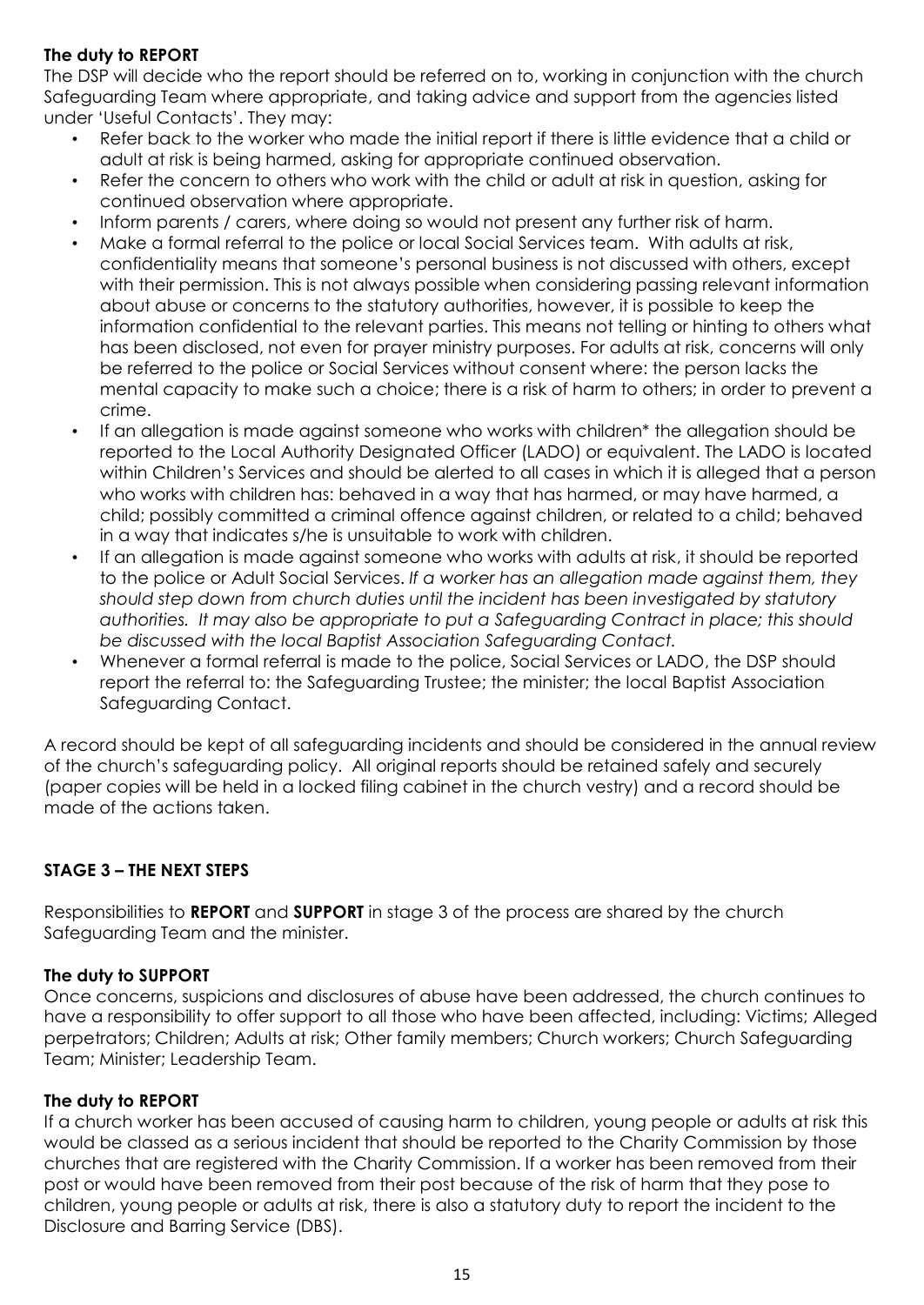**The duty to REPORT**

The DSP will decide who the report should be referred on to, working in conjunction with the church Safeguarding Team where appropriate, and taking advice and support from the agencies listed under 'Useful Contacts'. They may:

- Refer back to the worker who made the initial report if there is little evidence that a child or adult at risk is being harmed, asking for appropriate continued observation.
- Refer the concern to others who work with the child or adult at risk in question, asking for continued observation where appropriate.
- Inform parents / carers, where doing so would not present any further risk of harm.
- Make a formal referral to the police or local Social Services team. With adults at risk, confidentiality means that someone's personal business is not discussed with others, except with their permission. This is not always possible when considering passing relevant information about abuse or concerns to the statutory authorities, however, it is possible to keep the information confidential to the relevant parties. This means not telling or hinting to others what has been disclosed, not even for prayer ministry purposes. For adults at risk, concerns will only be referred to the police or Social Services without consent where: the person lacks the mental capacity to make such a choice; there is a risk of harm to others; in order to prevent a crime.
- If an allegation is made against someone who works with children* the allegation should be reported to the Local Authority Designated Officer (LADO) or equivalent. The LADO is located within Children's Services and should be alerted to all cases in which it is alleged that a person who works with children has: behaved in a way that has harmed, or may have harmed, a child; possibly committed a criminal offence against children, or related to a child; behaved in a way that indicates s/he is unsuitable to work with children.
- If an allegation is made against someone who works with adults at risk, it should be reported to the police or Adult Social Services. *If a worker has an allegation made against them, they should step down from church duties until the incident has been investigated by statutory authorities. It may also be appropriate to put a Safeguarding Contract in place; this should be discussed with the local Baptist Association Safeguarding Contact.*
- Whenever a formal referral is made to the police, Social Services or LADO, the DSP should report the referral to: the Safeguarding Trustee; the minister; the local Baptist Association Safeguarding Contact.

A record should be kept of all safeguarding incidents and should be considered in the annual review of the church's safeguarding policy. All original reports should be retained safely and securely (paper copies will be held in a locked filing cabinet in the church vestry) and a record should be made of the actions taken.

**STAGE 3 – THE NEXT STEPS**

Responsibilities to **REPORT** and **SUPPORT** in stage 3 of the process are shared by the church Safeguarding Team and the minister.

**The duty to SUPPORT**

Once concerns, suspicions and disclosures of abuse have been addressed, the church continues to have a responsibility to offer support to all those who have been affected, including: Victims; Alleged perpetrators; Children; Adults at risk; Other family members; Church workers; Church Safeguarding Team; Minister; Leadership Team.

**The duty to REPORT**

If a church worker has been accused of causing harm to children, young people or adults at risk this would be classed as a serious incident that should be reported to the Charity Commission by those churches that are registered with the Charity Commission. If a worker has been removed from their post or would have been removed from their post because of the risk of harm that they pose to children, young people or adults at risk, there is also a statutory duty to report the incident to the Disclosure and Barring Service (DBS).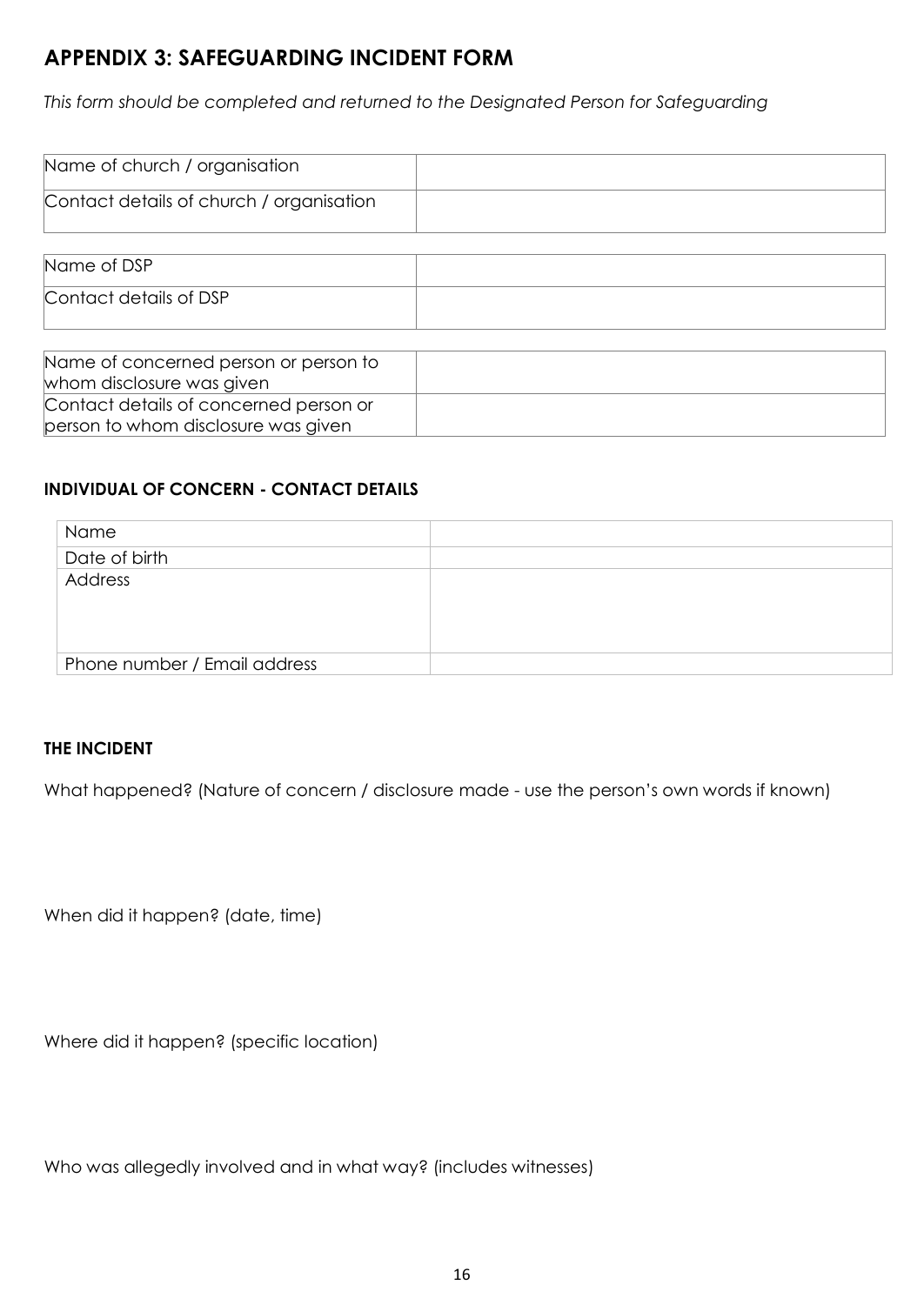## APPENDIX 3: SAFEGUARDING INCIDENT FORM

*This form should be completed and returned to the Designated Person for Safeguarding*

| | |
|---|---|
| Name of church / organisation | |
| Contact details of church / organisation | |

| | |
|---|---|
| Name of DSP | |
| Contact details of DSP | |

| | |
|---|---|
| Name of concerned person or person to whom disclosure was given | |
| Contact details of concerned person or person to whom disclosure was given | |

#### INDIVIDUAL OF CONCERN - CONTACT DETAILS

| | |
|---|---|
| Name | |
| Date of birth | |
| Address | |
| Phone number / Email address | |

#### THE INCIDENT

What happened? (Nature of concern / disclosure made - use the person's own words if known)

When did it happen? (date, time)

Where did it happen? (specific location)

Who was allegedly involved and in what way? (includes witnesses)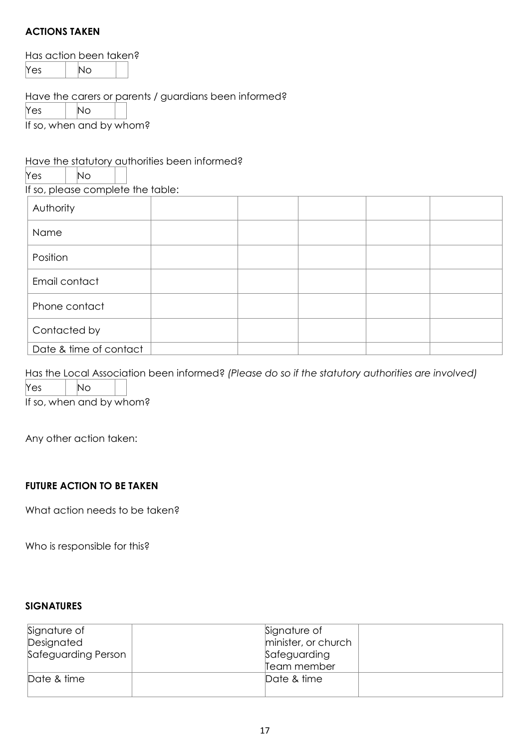**ACTIONS TAKEN**

Has action been taken?

| Yes | | No | |
|---|---|---|---|

Have the carers or parents / guardians been informed?

| Yes | | No | |
|---|---|---|---|

If so, when and by whom?

Have the statutory authorities been informed?

| Yes | | No | |
|---|---|---|---|

If so, please complete the table:

| Authority | | | | | |
|---|---|---|---|---|---|
| Name | | | | | |
| Position | | | | | |
| Email contact | | | | | |
| Phone contact | | | | | |
| Contacted by | | | | | |
| Date & time of contact | | | | | |

Has the Local Association been informed? *(Please do so if the statutory authorities are involved)*

| Yes | | No | |
|---|---|---|---|

If so, when and by whom?

Any other action taken:

**FUTURE ACTION TO BE TAKEN**

What action needs to be taken?

Who is responsible for this?

**SIGNATURES**

| Signature of Designated Safeguarding Person | | Signature of minister, or church Safeguarding Team member | |
|---|---|---|---|
| Date & time | | Date & time | |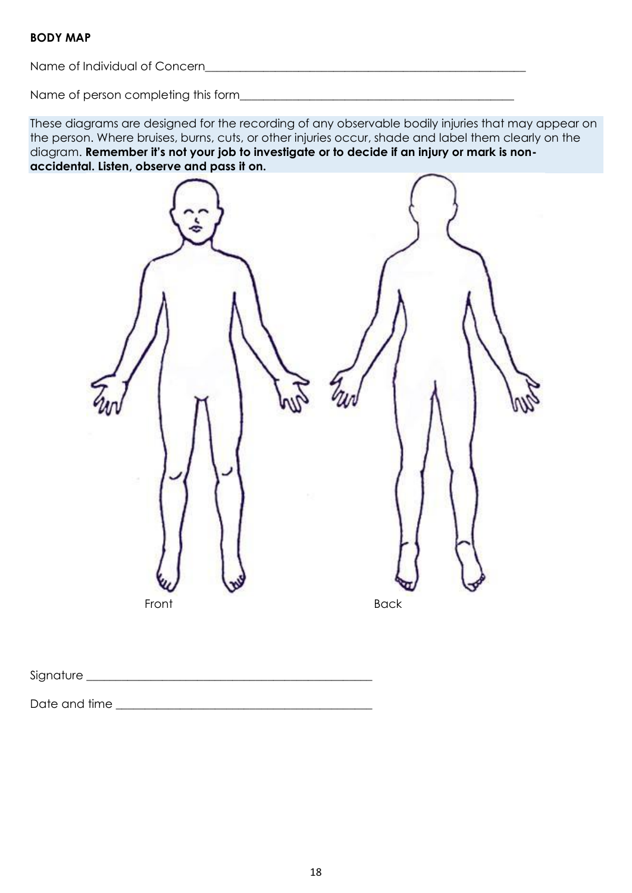**BODY MAP**

Name of Individual of Concern___________________________________________________

Name of person completing this form____________________________________________

These diagrams are designed for the recording of any observable bodily injuries that may appear on the person. Where bruises, burns, cuts, or other injuries occur, shade and label them clearly on the diagram. **Remember it's not your job to investigate or to decide if an injury or mark is non-accidental. Listen, observe and pass it on.**

Front

Back

Signature ____________________________________________

Date and time ________________________________________